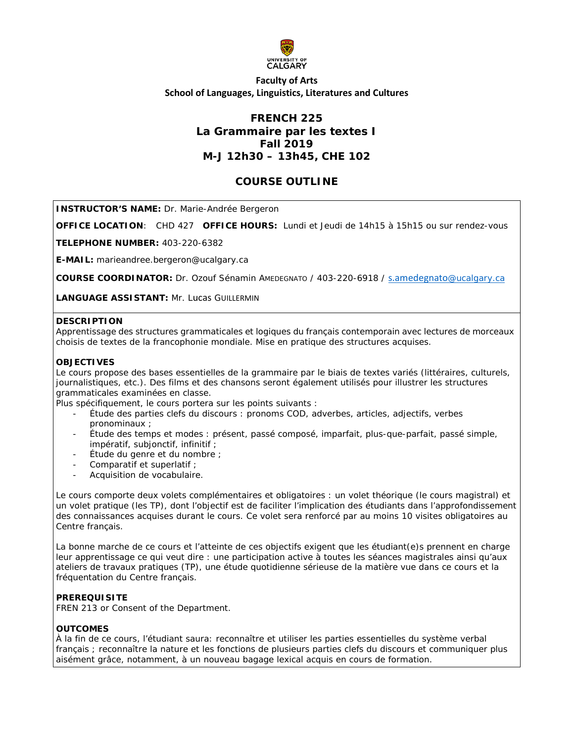**Faculty of Arts**
**School of Languages, Linguistics, Literatures and Cultures**

# FRENCH 225
# La Grammaire par les textes I
## Fall 2019
## M-J 12h30 – 13h45, CHE 102

## COURSE OUTLINE

**INSTRUCTOR'S NAME:** Dr. Marie-Andrée Bergeron

**OFFICE LOCATION**: CHD 427 **OFFICE HOURS:** Lundi et Jeudi de 14h15 à 15h15 ou sur rendez-vous

**TELEPHONE NUMBER:** 403-220-6382

**E-MAIL:** marieandree.bergeron@ucalgary.ca

**COURSE COORDINATOR:** Dr. Ozouf Sénamin AMEDEGNATO / 403-220-6918 / s.amedegnato@ucalgary.ca

**LANGUAGE ASSISTANT:** Mr. Lucas GUILLERMIN

### DESCRIPTION

Apprentissage des structures grammaticales et logiques du français contemporain avec lectures de morceaux choisis de textes de la francophonie mondiale. Mise en pratique des structures acquises.

### OBJECTIVES

Le cours propose des bases essentielles de la grammaire par le biais de textes variés (littéraires, culturels, journalistiques, etc.). Des films et des chansons seront également utilisés pour illustrer les structures grammaticales examinées en classe.

Plus spécifiquement, le cours portera sur les points suivants :

- Étude des parties clefs du discours : pronoms COD, adverbes, articles, adjectifs, verbes pronominaux ;
- Étude des temps et modes : présent, passé composé, imparfait, plus-que-parfait, passé simple, impératif, subjonctif, infinitif ;
- Étude du genre et du nombre ;
- Comparatif et superlatif ;
- Acquisition de vocabulaire.

Le cours comporte deux volets complémentaires et obligatoires : un volet théorique (le cours magistral) et un volet pratique (les TP), dont l'objectif est de faciliter l'implication des étudiants dans l'approfondissement des connaissances acquises durant le cours. Ce volet sera renforcé par au moins 10 visites obligatoires au Centre français.

La bonne marche de ce cours et l'atteinte de ces objectifs exigent que les étudiant(e)s prennent en charge leur apprentissage ce qui veut dire : une participation active à toutes les séances magistrales ainsi qu'aux ateliers de travaux pratiques (TP), une étude quotidienne sérieuse de la matière vue dans ce cours et la fréquentation du Centre français.

### PREREQUISITE

FREN 213 or Consent of the Department.

### OUTCOMES

À la fin de ce cours, l'étudiant saura: reconnaître et utiliser les parties essentielles du système verbal français ; reconnaître la nature et les fonctions de plusieurs parties clefs du discours et communiquer plus aisément grâce, notamment, à un nouveau bagage lexical acquis en cours de formation.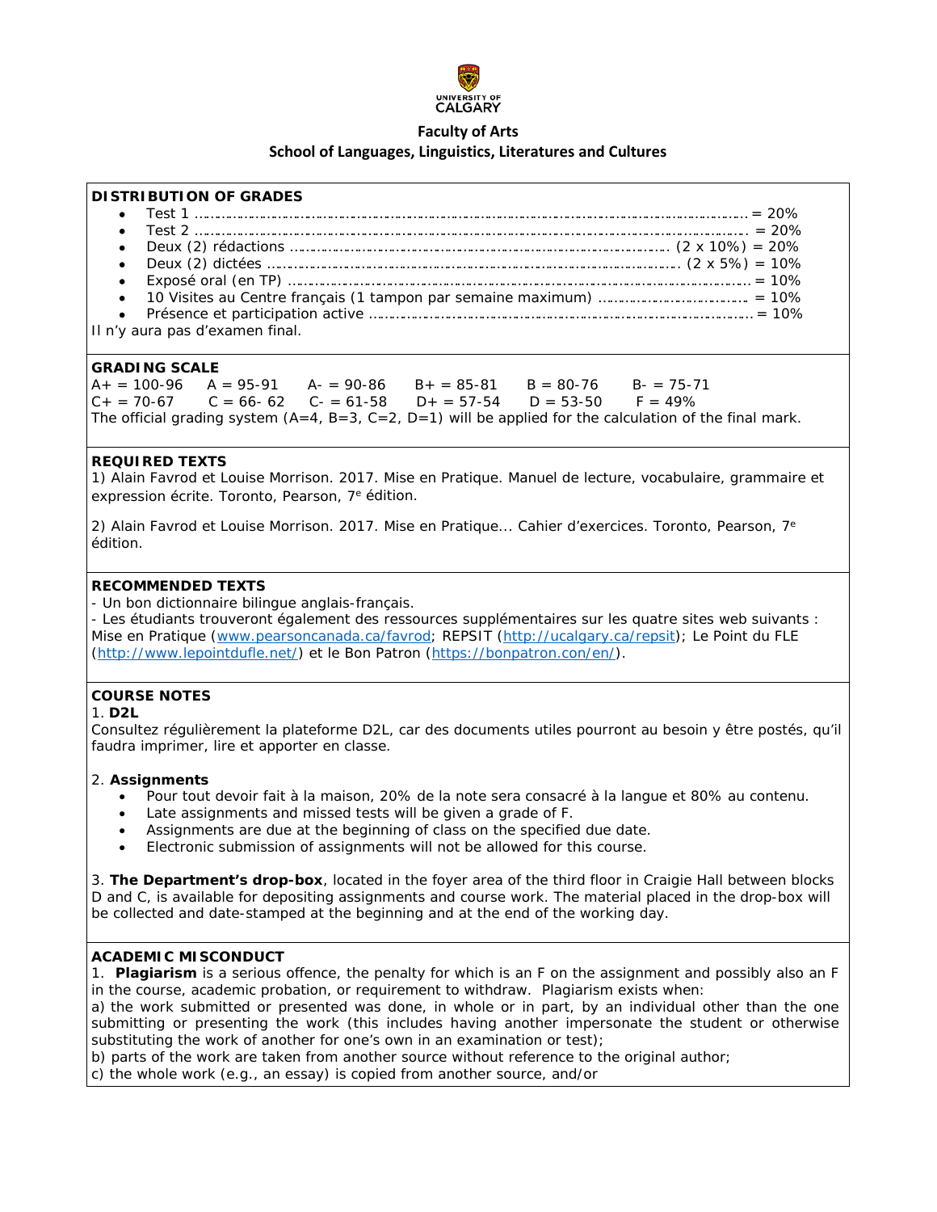**Faculty of Arts**
**School of Languages, Linguistics, Literatures and Cultures**

## DISTRIBUTION OF GRADES

- Test 1 …………………………………………………………………………………………………… = 20%
- Test 2 …………………………………………………………………………………………………… = 20%
- Deux (2) rédactions ……………………………………………………………………… (2 x 10%) = 20%
- Deux (2) dictées ………………………………………………………………………… (2 x 5%) = 10%
- Exposé oral (en TP) ……………………………………………………………………………… = 10%
- 10 Visites au Centre français (1 tampon par semaine maximum) …………………………… = 10%
- Présence et participation active …………………………………………………………………… = 10%

Il n'y aura pas d'examen final.

## GRADING SCALE

A+ = 100-96 A = 95-91 A- = 90-86 B+ = 85-81 B = 80-76 B- = 75-71
C+ = 70-67 C = 66- 62 C- = 61-58 D+ = 57-54 D = 53-50 F = 49%

The official grading system (A=4, B=3, C=2, D=1) will be applied for the calculation of the final mark.

## REQUIRED TEXTS

1) Alain Favrod et Louise Morrison. 2017. Mise en Pratique. Manuel de lecture, vocabulaire, grammaire et expression écrite. Toronto, Pearson, 7e édition.

2) Alain Favrod et Louise Morrison. 2017. Mise en Pratique... Cahier d'exercices. Toronto, Pearson, 7e édition.

## RECOMMENDED TEXTS

- Un bon dictionnaire bilingue anglais-français.
- Les étudiants trouveront également des ressources supplémentaires sur les quatre sites web suivants : Mise en Pratique (www.pearsoncanada.ca/favrod; REPSIT (http://ucalgary.ca/repsit); Le Point du FLE (http://www.lepointdufle.net/) et le Bon Patron (https://bonpatron.com/en/).

## COURSE NOTES

1. **D2L**

Consultez régulièrement la plateforme D2L, car des documents utiles pourront au besoin y être postés, qu'il faudra imprimer, lire et apporter en classe.

2. **Assignments**

- Pour tout devoir fait à la maison, 20% de la note sera consacré à la langue et 80% au contenu.
- Late assignments and missed tests will be given a grade of F.
- Assignments are due at the beginning of class on the specified due date.
- Electronic submission of assignments will not be allowed for this course.

3. **The Department's drop-box**, located in the foyer area of the third floor in Craigie Hall between blocks D and C, is available for depositing assignments and course work. The material placed in the drop-box will be collected and date-stamped at the beginning and at the end of the working day.

## ACADEMIC MISCONDUCT

1. **Plagiarism** is a serious offence, the penalty for which is an F on the assignment and possibly also an F in the course, academic probation, or requirement to withdraw. Plagiarism exists when:

a) the work submitted or presented was done, in whole or in part, by an individual other than the one submitting or presenting the work (this includes having another impersonate the student or otherwise substituting the work of another for one's own in an examination or test);
b) parts of the work are taken from another source without reference to the original author;
c) the whole work (e.g., an essay) is copied from another source, and/or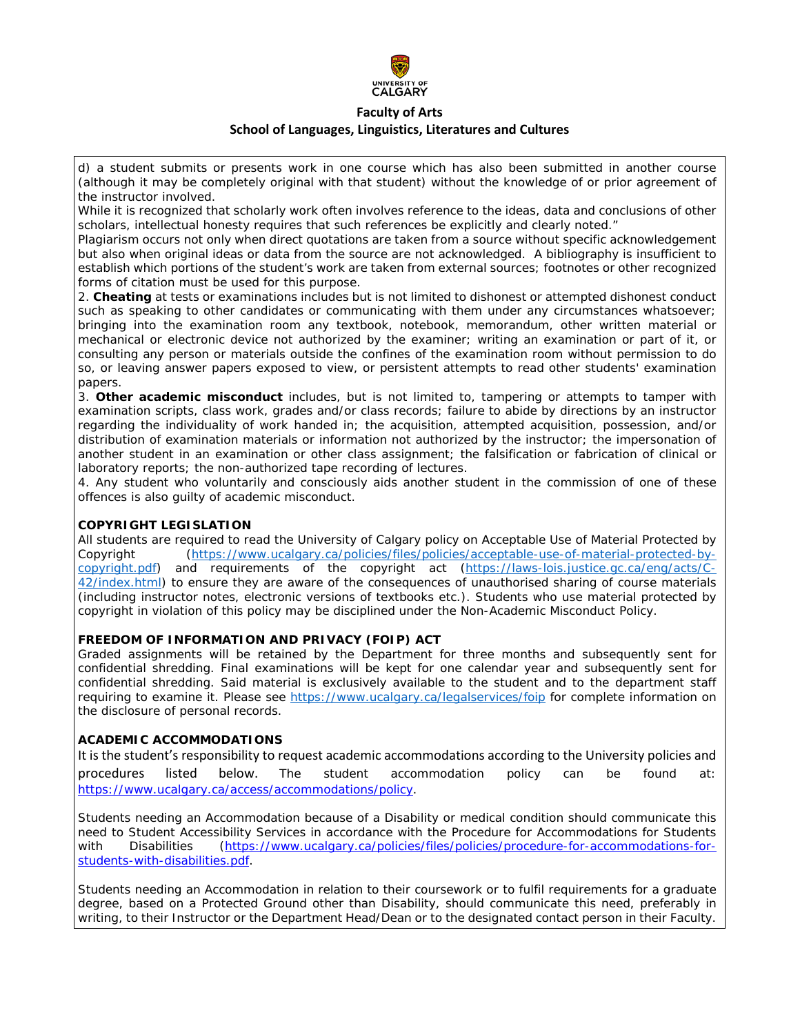d) a student submits or presents work in one course which has also been submitted in another course (although it may be completely original with that student) without the knowledge of or prior agreement of the instructor involved.

While it is recognized that scholarly work often involves reference to the ideas, data and conclusions of other scholars, intellectual honesty requires that such references be explicitly and clearly noted."

Plagiarism occurs not only when direct quotations are taken from a source without specific acknowledgement but also when original ideas or data from the source are not acknowledged. A bibliography is insufficient to establish which portions of the student's work are taken from external sources; footnotes or other recognized forms of citation must be used for this purpose.

2. **Cheating** at tests or examinations includes but is not limited to dishonest or attempted dishonest conduct such as speaking to other candidates or communicating with them under any circumstances whatsoever; bringing into the examination room any textbook, notebook, memorandum, other written material or mechanical or electronic device not authorized by the examiner; writing an examination or part of it, or consulting any person or materials outside the confines of the examination room without permission to do so, or leaving answer papers exposed to view, or persistent attempts to read other students' examination papers.

3. **Other academic misconduct** includes, but is not limited to, tampering or attempts to tamper with examination scripts, class work, grades and/or class records; failure to abide by directions by an instructor regarding the individuality of work handed in; the acquisition, attempted acquisition, possession, and/or distribution of examination materials or information not authorized by the instructor; the impersonation of another student in an examination or other class assignment; the falsification or fabrication of clinical or laboratory reports; the non-authorized tape recording of lectures.

4. Any student who voluntarily and consciously aids another student in the commission of one of these offences is also guilty of academic misconduct.

**COPYRIGHT LEGISLATION**

All students are required to read the University of Calgary policy on Acceptable Use of Material Protected by Copyright (https://www.ucalgary.ca/policies/files/policies/acceptable-use-of-material-protected-by-copyright.pdf) and requirements of the copyright act (https://laws-lois.justice.gc.ca/eng/acts/C-42/index.html) to ensure they are aware of the consequences of unauthorised sharing of course materials (including instructor notes, electronic versions of textbooks etc.). Students who use material protected by copyright in violation of this policy may be disciplined under the Non-Academic Misconduct Policy.

**FREEDOM OF INFORMATION AND PRIVACY (FOIP) ACT**

Graded assignments will be retained by the Department for three months and subsequently sent for confidential shredding. Final examinations will be kept for one calendar year and subsequently sent for confidential shredding. Said material is exclusively available to the student and to the department staff requiring to examine it. Please see https://www.ucalgary.ca/legalservices/foip for complete information on the disclosure of personal records.

**ACADEMIC ACCOMMODATIONS**

It is the student's responsibility to request academic accommodations according to the University policies and procedures listed below. The student accommodation policy can be found at: https://www.ucalgary.ca/access/accommodations/policy.

Students needing an Accommodation because of a Disability or medical condition should communicate this need to Student Accessibility Services in accordance with the Procedure for Accommodations for Students with Disabilities (https://www.ucalgary.ca/policies/files/policies/procedure-for-accommodations-for-students-with-disabilities.pdf.

Students needing an Accommodation in relation to their coursework or to fulfil requirements for a graduate degree, based on a Protected Ground other than Disability, should communicate this need, preferably in writing, to their Instructor or the Department Head/Dean or to the designated contact person in their Faculty.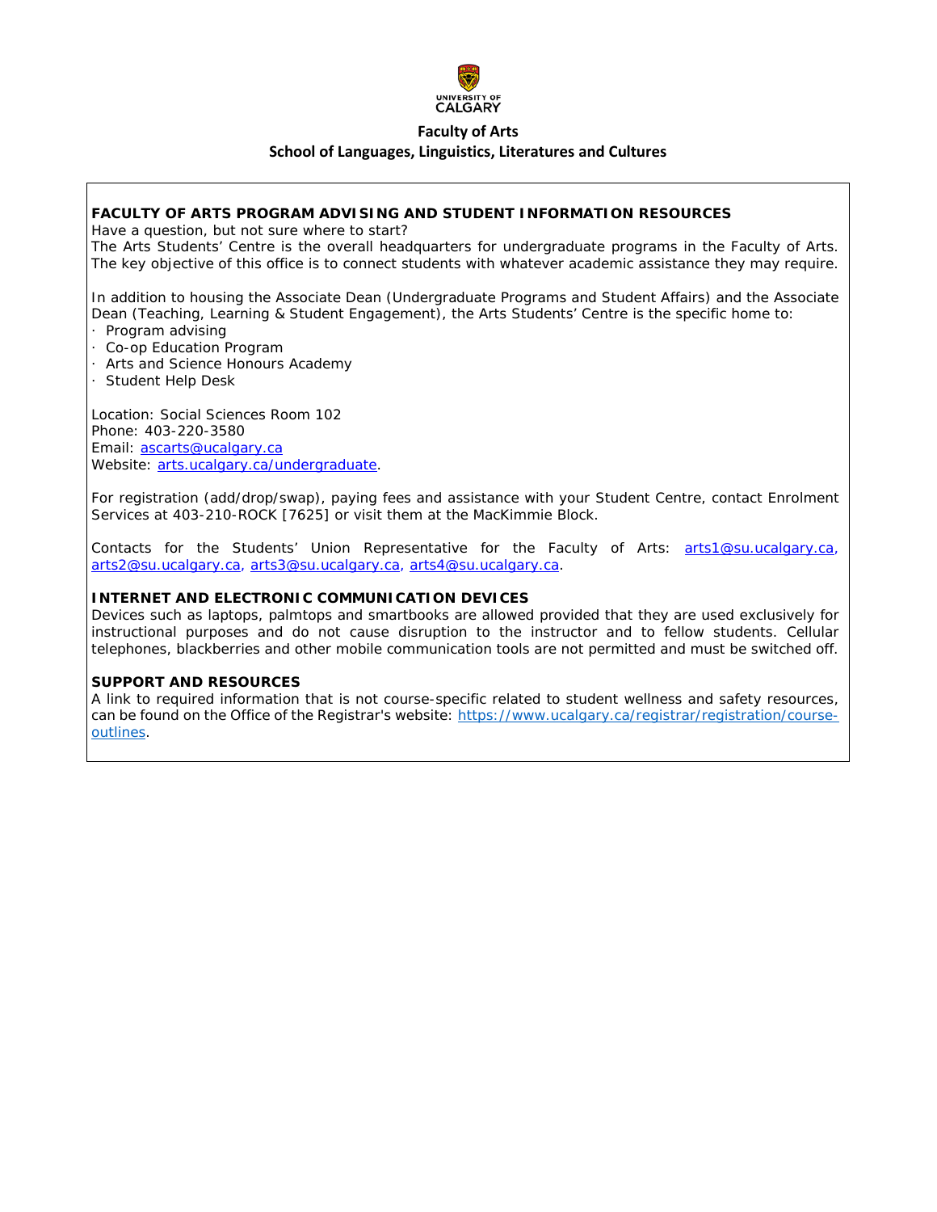UNIVERSITY OF CALGARY

**Faculty of Arts**

**School of Languages, Linguistics, Literatures and Cultures**

## FACULTY OF ARTS PROGRAM ADVISING AND STUDENT INFORMATION RESOURCES

Have a question, but not sure where to start?
The Arts Students' Centre is the overall headquarters for undergraduate programs in the Faculty of Arts. The key objective of this office is to connect students with whatever academic assistance they may require.

In addition to housing the Associate Dean (Undergraduate Programs and Student Affairs) and the Associate Dean (Teaching, Learning & Student Engagement), the Arts Students' Centre is the specific home to:

- Program advising
- Co-op Education Program
- Arts and Science Honours Academy
- Student Help Desk

Location: Social Sciences Room 102
Phone: 403-220-3580
Email: ascarts@ucalgary.ca
Website: arts.ucalgary.ca/undergraduate.

For registration (add/drop/swap), paying fees and assistance with your Student Centre, contact Enrolment Services at 403-210-ROCK [7625] or visit them at the MacKimmie Block.

Contacts for the Students' Union Representative for the Faculty of Arts: arts1@su.ucalgary.ca, arts2@su.ucalgary.ca, arts3@su.ucalgary.ca, arts4@su.ucalgary.ca.

## INTERNET AND ELECTRONIC COMMUNICATION DEVICES

Devices such as laptops, palmtops and smartbooks are allowed provided that they are used exclusively for instructional purposes and do not cause disruption to the instructor and to fellow students. Cellular telephones, blackberries and other mobile communication tools are not permitted and must be switched off.

## SUPPORT AND RESOURCES

A link to required information that is not course-specific related to student wellness and safety resources, can be found on the Office of the Registrar's website: https://www.ucalgary.ca/registrar/registration/course-outlines.